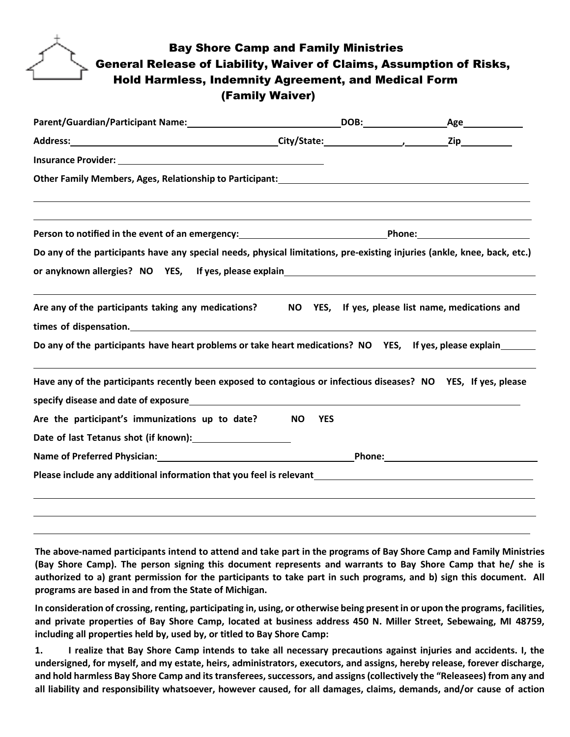# Bay Shore Camp and Family Ministries
## General Release of Liability, Waiver of Claims, Assumption of Risks, Hold Harmless, Indemnity Agreement, and Medical Form
### (Family Waiver)

**Parent/Guardian/Participant Name:** ______________________________ **DOB:** ________________ **Age** ____________

**Address:** ________________________________________ **City/State:** _______________, _________ **Zip** __________

**Insurance Provider:** ________________________________________

**Other Family Members, Ages, Relationship to Participant:** ________________________________________________

_____________________________________________________________________________________________

_____________________________________________________________________________________________

**Person to notified in the event of an emergency:** ______________________________ **Phone:** ______________________

**Do any of the participants have any special needs, physical limitations, pre-existing injuries (ankle, knee, back, etc.) or anyknown allergies? NO YES, If yes, please explain** ________________________________________________

_____________________________________________________________________________________________

**Are any of the participants taking any medications? NO YES, If yes, please list name, medications and times of dispensation.** ________________________________________________________________________________

**Do any of the participants have heart problems or take heart medications? NO YES, If yes, please explain** _______

_____________________________________________________________________________________________

**Have any of the participants recently been exposed to contagious or infectious diseases? NO YES, If yes, please specify disease and date of exposure** ____________________________________________________________________

**Are the participant's immunizations up to date? NO YES**

**Date of last Tetanus shot (if known):** ____________________

**Name of Preferred Physician:** ________________________________________ **Phone:** ______________________________

**Please include any additional information that you feel is relevant** ____________________________________________

_____________________________________________________________________________________________

_____________________________________________________________________________________________

_____________________________________________________________________________________________

**The above-named participants intend to attend and take part in the programs of Bay Shore Camp and Family Ministries (Bay Shore Camp). The person signing this document represents and warrants to Bay Shore Camp that he/ she is authorized to a) grant permission for the participants to take part in such programs, and b) sign this document. All programs are based in and from the State of Michigan.**

**In consideration of crossing, renting, participating in, using, or otherwise being present in or upon the programs, facilities, and private properties of Bay Shore Camp, located at business address 450 N. Miller Street, Sebewaing, MI 48759, including all properties held by, used by, or titled to Bay Shore Camp:**

**1. I realize that Bay Shore Camp intends to take all necessary precautions against injuries and accidents. I, the undersigned, for myself, and my estate, heirs, administrators, executors, and assigns, hereby release, forever discharge, and hold harmless Bay Shore Camp and its transferees, successors, and assigns (collectively the "Releasees) from any and all liability and responsibility whatsoever, however caused, for all damages, claims, demands, and/or cause of action**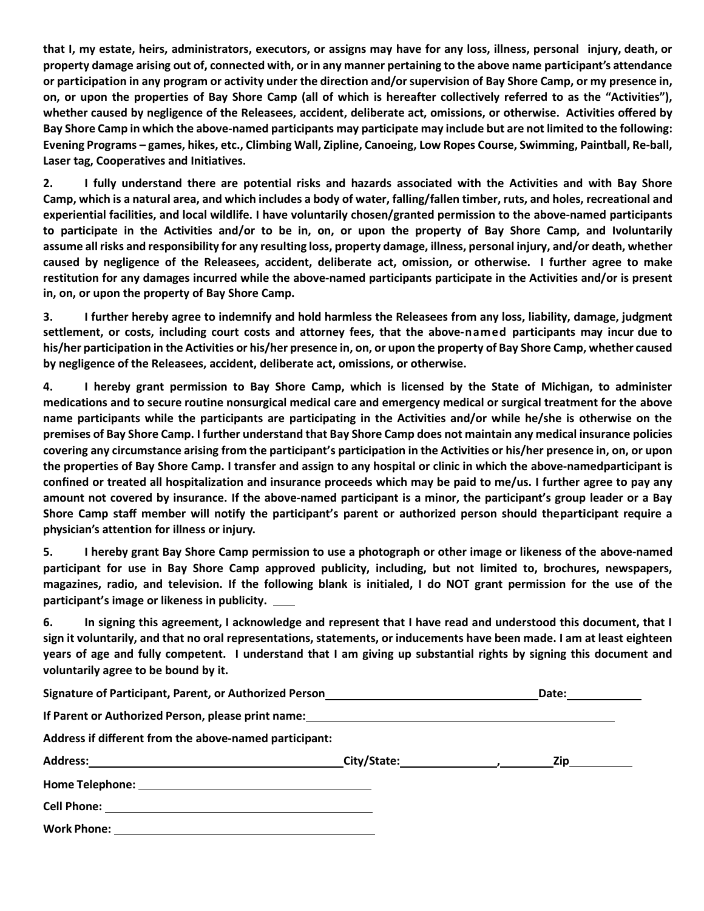**that I, my estate, heirs, administrators, executors, or assigns may have for any loss, illness, personal injury, death, or property damage arising out of, connected with, or in any manner pertaining to the above name participant's attendance or participation in any program or activity under the direction and/or supervision of Bay Shore Camp, or my presence in, on, or upon the properties of Bay Shore Camp (all of which is hereafter collectively referred to as the "Activities"), whether caused by negligence of the Releasees, accident, deliberate act, omissions, or otherwise. Activities offered by Bay Shore Camp in which the above-named participants may participate may include but are not limited to the following: Evening Programs – games, hikes, etc., Climbing Wall, Zipline, Canoeing, Low Ropes Course, Swimming, Paintball, Re-ball, Laser tag, Cooperatives and Initiatives.**

**2. I fully understand there are potential risks and hazards associated with the Activities and with Bay Shore Camp, which is a natural area, and which includes a body of water, falling/fallen timber, ruts, and holes, recreational and experiential facilities, and local wildlife. I have voluntarily chosen/granted permission to the above-named participants to participate in the Activities and/or to be in, on, or upon the property of Bay Shore Camp, and Ivoluntarily assume all risks and responsibility for any resulting loss, property damage, illness, personal injury, and/or death, whether caused by negligence of the Releasees, accident, deliberate act, omission, or otherwise. I further agree to make restitution for any damages incurred while the above-named participants participate in the Activities and/or is present in, on, or upon the property of Bay Shore Camp.**

**3. I further hereby agree to indemnify and hold harmless the Releasees from any loss, liability, damage, judgment settlement, or costs, including court costs and attorney fees, that the above-named participants may incur due to his/her participation in the Activities or his/her presence in, on, or upon the property of Bay Shore Camp, whether caused by negligence of the Releasees, accident, deliberate act, omissions, or otherwise.**

**4. I hereby grant permission to Bay Shore Camp, which is licensed by the State of Michigan, to administer medications and to secure routine nonsurgical medical care and emergency medical or surgical treatment for the above name participants while the participants are participating in the Activities and/or while he/she is otherwise on the premises of Bay Shore Camp. I further understand that Bay Shore Camp does not maintain any medical insurance policies covering any circumstance arising from the participant's participation in the Activities or his/her presence in, on, or upon the properties of Bay Shore Camp. I transfer and assign to any hospital or clinic in which the above-namedparticipant is confined or treated all hospitalization and insurance proceeds which may be paid to me/us. I further agree to pay any amount not covered by insurance. If the above-named participant is a minor, the participant's group leader or a Bay Shore Camp staff member will notify the participant's parent or authorized person should theparticipant require a physician's attention for illness or injury.**

**5. I hereby grant Bay Shore Camp permission to use a photograph or other image or likeness of the above-named participant for use in Bay Shore Camp approved publicity, including, but not limited to, brochures, newspapers, magazines, radio, and television. If the following blank is initialed, I do NOT grant permission for the use of the participant's image or likeness in publicity. ____**

**6. In signing this agreement, I acknowledge and represent that I have read and understood this document, that I sign it voluntarily, and that no oral representations, statements, or inducements have been made. I am at least eighteen years of age and fully competent. I understand that I am giving up substantial rights by signing this document and voluntarily agree to be bound by it.**

**Signature of Participant, Parent, or Authorized Person**_________________________________ **Date:**____________

**If Parent or Authorized Person, please print name:**_____________________________________________

**Address if different from the above-named participant:**

**Address:**_______________________________________ **City/State:**______________**,**________ **Zip**__________

**Home Telephone:**_____________________________________

**Cell Phone:**__________________________________________

**Work Phone:**_________________________________________